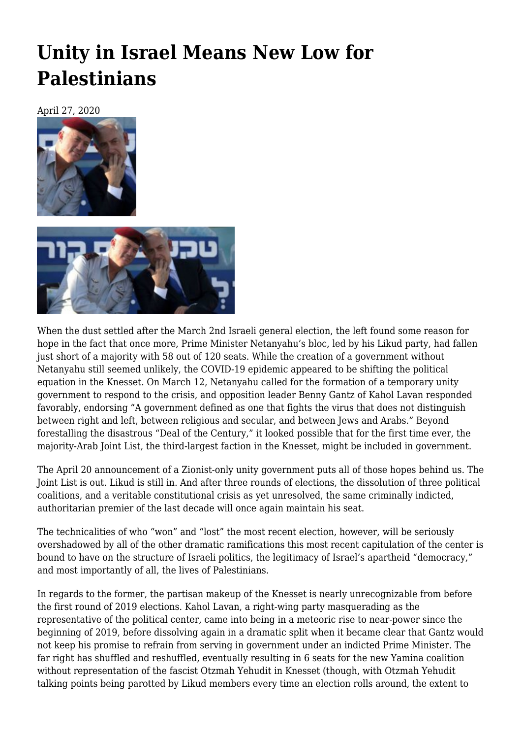# Unity in Israel Means New Low for Palestinians

April 27, 2020

When the dust settled after the March 2nd Israeli general election, the left found some reason for hope in the fact that once more, Prime Minister Netanyahu's bloc, led by his Likud party, had fallen just short of a majority with 58 out of 120 seats. While the creation of a government without Netanyahu still seemed unlikely, the COVID-19 epidemic appeared to be shifting the political equation in the Knesset. On March 12, Netanyahu called for the formation of a temporary unity government to respond to the crisis, and opposition leader Benny Gantz of Kahol Lavan responded favorably, endorsing "A government defined as one that fights the virus that does not distinguish between right and left, between religious and secular, and between Jews and Arabs." Beyond forestalling the disastrous "Deal of the Century," it looked possible that for the first time ever, the majority-Arab Joint List, the third-largest faction in the Knesset, might be included in government.

The April 20 announcement of a Zionist-only unity government puts all of those hopes behind us. The Joint List is out. Likud is still in. And after three rounds of elections, the dissolution of three political coalitions, and a veritable constitutional crisis as yet unresolved, the same criminally indicted, authoritarian premier of the last decade will once again maintain his seat.

The technicalities of who "won" and "lost" the most recent election, however, will be seriously overshadowed by all of the other dramatic ramifications this most recent capitulation of the center is bound to have on the structure of Israeli politics, the legitimacy of Israel's apartheid "democracy," and most importantly of all, the lives of Palestinians.

In regards to the former, the partisan makeup of the Knesset is nearly unrecognizable from before the first round of 2019 elections. Kahol Lavan, a right-wing party masquerading as the representative of the political center, came into being in a meteoric rise to near-power since the beginning of 2019, before dissolving again in a dramatic split when it became clear that Gantz would not keep his promise to refrain from serving in government under an indicted Prime Minister. The far right has shuffled and reshuffled, eventually resulting in 6 seats for the new Yamina coalition without representation of the fascist Otzmah Yehudit in Knesset (though, with Otzmah Yehudit talking points being parotted by Likud members every time an election rolls around, the extent to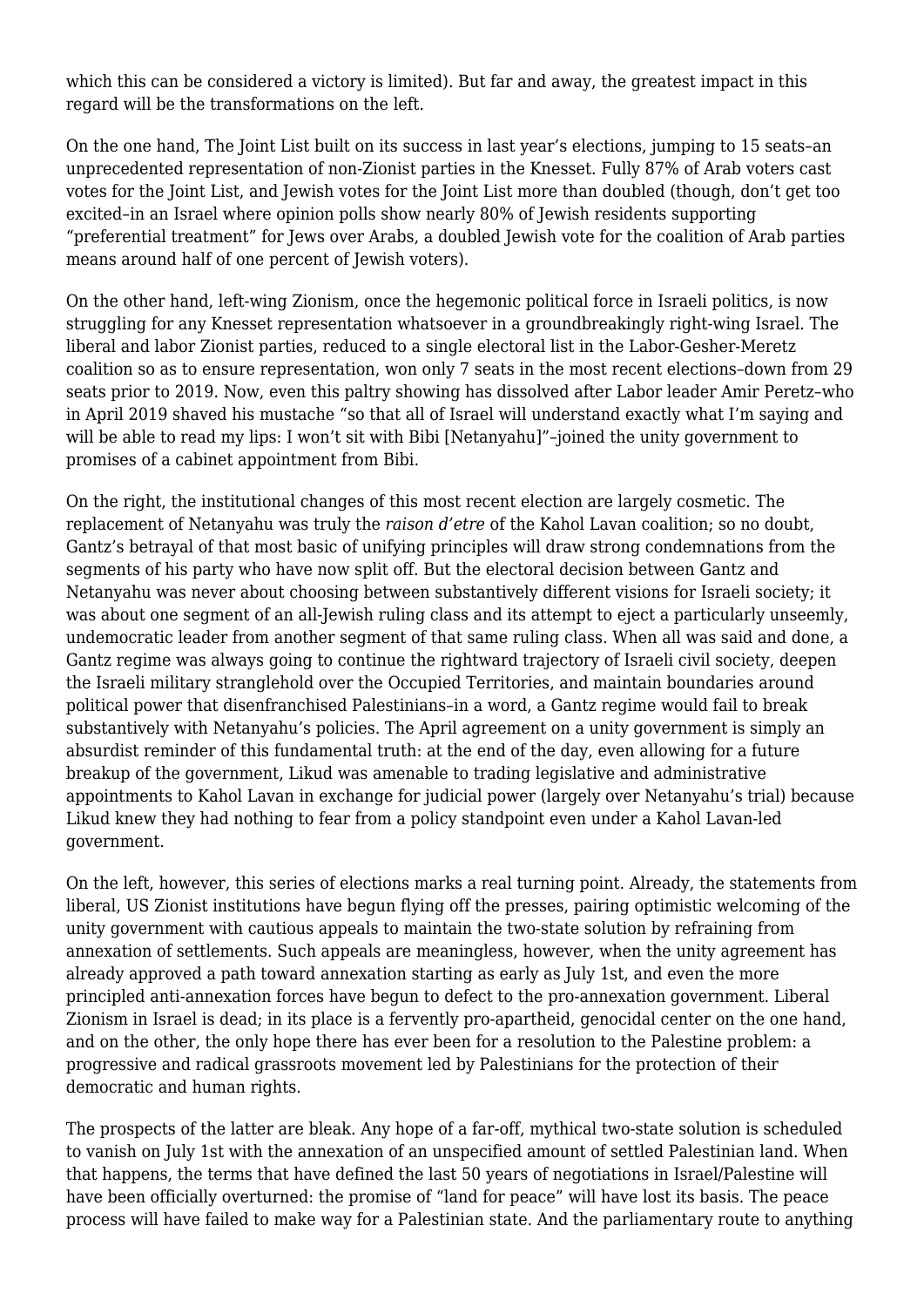which this can be considered a victory is limited). But far and away, the greatest impact in this regard will be the transformations on the left.

On the one hand, The Joint List built on its success in last year's elections, jumping to 15 seats–an unprecedented representation of non-Zionist parties in the Knesset. Fully 87% of Arab voters cast votes for the Joint List, and Jewish votes for the Joint List more than doubled (though, don't get too excited–in an Israel where opinion polls show nearly 80% of Jewish residents supporting "preferential treatment" for Jews over Arabs, a doubled Jewish vote for the coalition of Arab parties means around half of one percent of Jewish voters).

On the other hand, left-wing Zionism, once the hegemonic political force in Israeli politics, is now struggling for any Knesset representation whatsoever in a groundbreakingly right-wing Israel. The liberal and labor Zionist parties, reduced to a single electoral list in the Labor-Gesher-Meretz coalition so as to ensure representation, won only 7 seats in the most recent elections–down from 29 seats prior to 2019. Now, even this paltry showing has dissolved after Labor leader Amir Peretz–who in April 2019 shaved his mustache "so that all of Israel will understand exactly what I'm saying and will be able to read my lips: I won't sit with Bibi [Netanyahu]"–joined the unity government to promises of a cabinet appointment from Bibi.

On the right, the institutional changes of this most recent election are largely cosmetic. The replacement of Netanyahu was truly the *raison d'etre* of the Kahol Lavan coalition; so no doubt, Gantz's betrayal of that most basic of unifying principles will draw strong condemnations from the segments of his party who have now split off. But the electoral decision between Gantz and Netanyahu was never about choosing between substantively different visions for Israeli society; it was about one segment of an all-Jewish ruling class and its attempt to eject a particularly unseemly, undemocratic leader from another segment of that same ruling class. When all was said and done, a Gantz regime was always going to continue the rightward trajectory of Israeli civil society, deepen the Israeli military stranglehold over the Occupied Territories, and maintain boundaries around political power that disenfranchised Palestinians–in a word, a Gantz regime would fail to break substantively with Netanyahu's policies. The April agreement on a unity government is simply an absurdist reminder of this fundamental truth: at the end of the day, even allowing for a future breakup of the government, Likud was amenable to trading legislative and administrative appointments to Kahol Lavan in exchange for judicial power (largely over Netanyahu's trial) because Likud knew they had nothing to fear from a policy standpoint even under a Kahol Lavan-led government.

On the left, however, this series of elections marks a real turning point. Already, the statements from liberal, US Zionist institutions have begun flying off the presses, pairing optimistic welcoming of the unity government with cautious appeals to maintain the two-state solution by refraining from annexation of settlements. Such appeals are meaningless, however, when the unity agreement has already approved a path toward annexation starting as early as July 1st, and even the more principled anti-annexation forces have begun to defect to the pro-annexation government. Liberal Zionism in Israel is dead; in its place is a fervently pro-apartheid, genocidal center on the one hand, and on the other, the only hope there has ever been for a resolution to the Palestine problem: a progressive and radical grassroots movement led by Palestinians for the protection of their democratic and human rights.

The prospects of the latter are bleak. Any hope of a far-off, mythical two-state solution is scheduled to vanish on July 1st with the annexation of an unspecified amount of settled Palestinian land. When that happens, the terms that have defined the last 50 years of negotiations in Israel/Palestine will have been officially overturned: the promise of "land for peace" will have lost its basis. The peace process will have failed to make way for a Palestinian state. And the parliamentary route to anything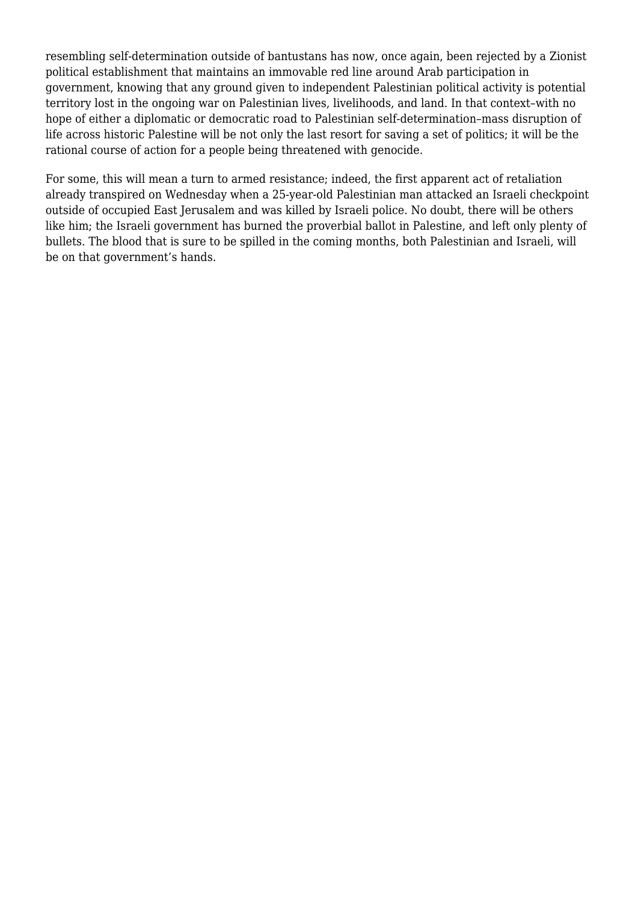resembling self-determination outside of bantustans has now, once again, been rejected by a Zionist political establishment that maintains an immovable red line around Arab participation in government, knowing that any ground given to independent Palestinian political activity is potential territory lost in the ongoing war on Palestinian lives, livelihoods, and land. In that context–with no hope of either a diplomatic or democratic road to Palestinian self-determination–mass disruption of life across historic Palestine will be not only the last resort for saving a set of politics; it will be the rational course of action for a people being threatened with genocide.

For some, this will mean a turn to armed resistance; indeed, the first apparent act of retaliation already transpired on Wednesday when a 25-year-old Palestinian man attacked an Israeli checkpoint outside of occupied East Jerusalem and was killed by Israeli police. No doubt, there will be others like him; the Israeli government has burned the proverbial ballot in Palestine, and left only plenty of bullets. The blood that is sure to be spilled in the coming months, both Palestinian and Israeli, will be on that government's hands.